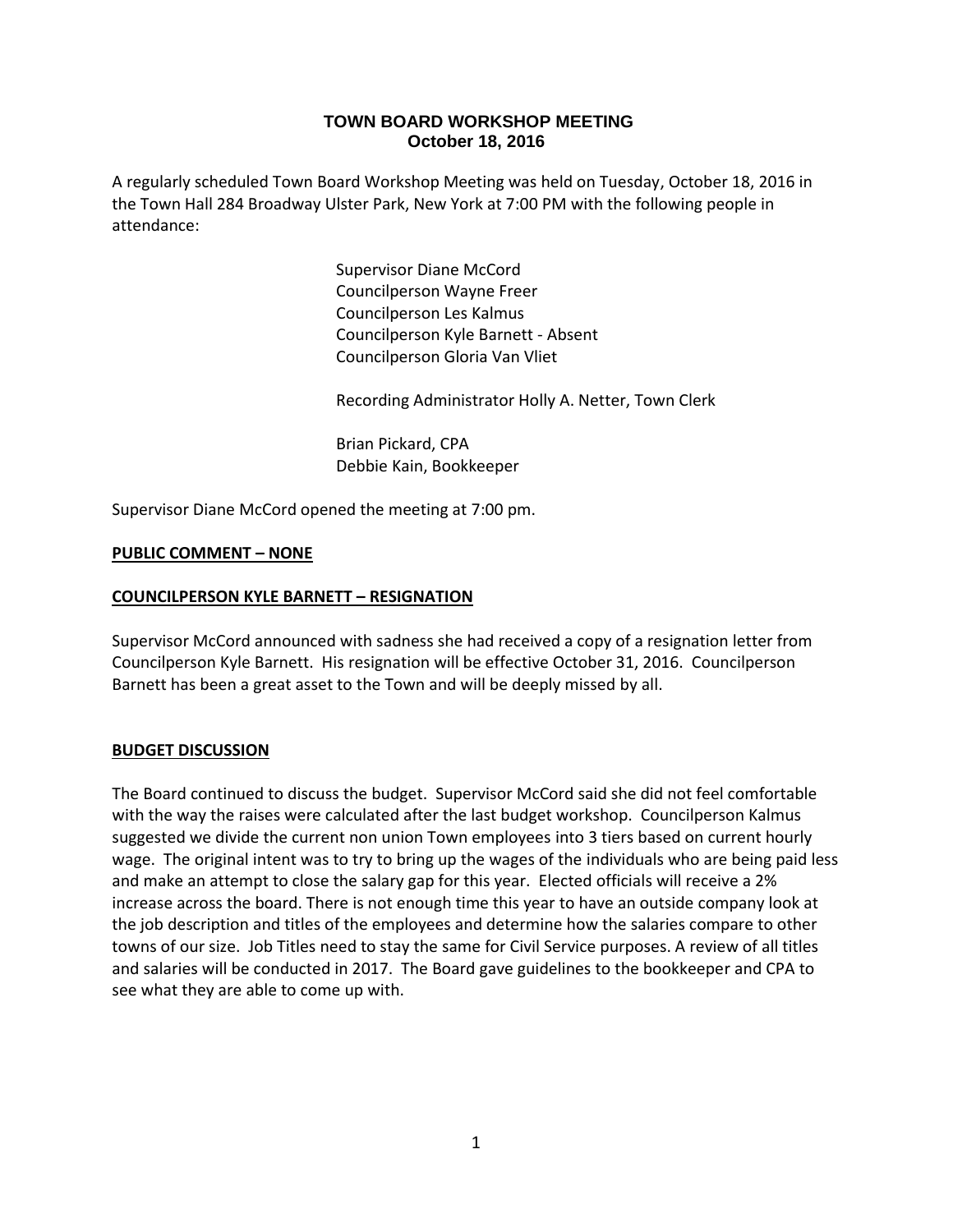# TOWN BOARD WORKSHOP MEETING
## October 18, 2016

A regularly scheduled Town Board Workshop Meeting was held on Tuesday, October 18, 2016 in the Town Hall 284 Broadway Ulster Park, New York at 7:00 PM with the following people in attendance:

Supervisor Diane McCord
Councilperson Wayne Freer
Councilperson Les Kalmus
Councilperson Kyle Barnett - Absent
Councilperson Gloria Van Vliet

Recording Administrator Holly A. Netter, Town Clerk

Brian Pickard, CPA
Debbie Kain, Bookkeeper

Supervisor Diane McCord opened the meeting at 7:00 pm.

**PUBLIC COMMENT – NONE**

**COUNCILPERSON KYLE BARNETT – RESIGNATION**

Supervisor McCord announced with sadness she had received a copy of a resignation letter from Councilperson Kyle Barnett. His resignation will be effective October 31, 2016. Councilperson Barnett has been a great asset to the Town and will be deeply missed by all.

**BUDGET DISCUSSION**

The Board continued to discuss the budget. Supervisor McCord said she did not feel comfortable with the way the raises were calculated after the last budget workshop. Councilperson Kalmus suggested we divide the current non union Town employees into 3 tiers based on current hourly wage. The original intent was to try to bring up the wages of the individuals who are being paid less and make an attempt to close the salary gap for this year. Elected officials will receive a 2% increase across the board. There is not enough time this year to have an outside company look at the job description and titles of the employees and determine how the salaries compare to other towns of our size. Job Titles need to stay the same for Civil Service purposes. A review of all titles and salaries will be conducted in 2017. The Board gave guidelines to the bookkeeper and CPA to see what they are able to come up with.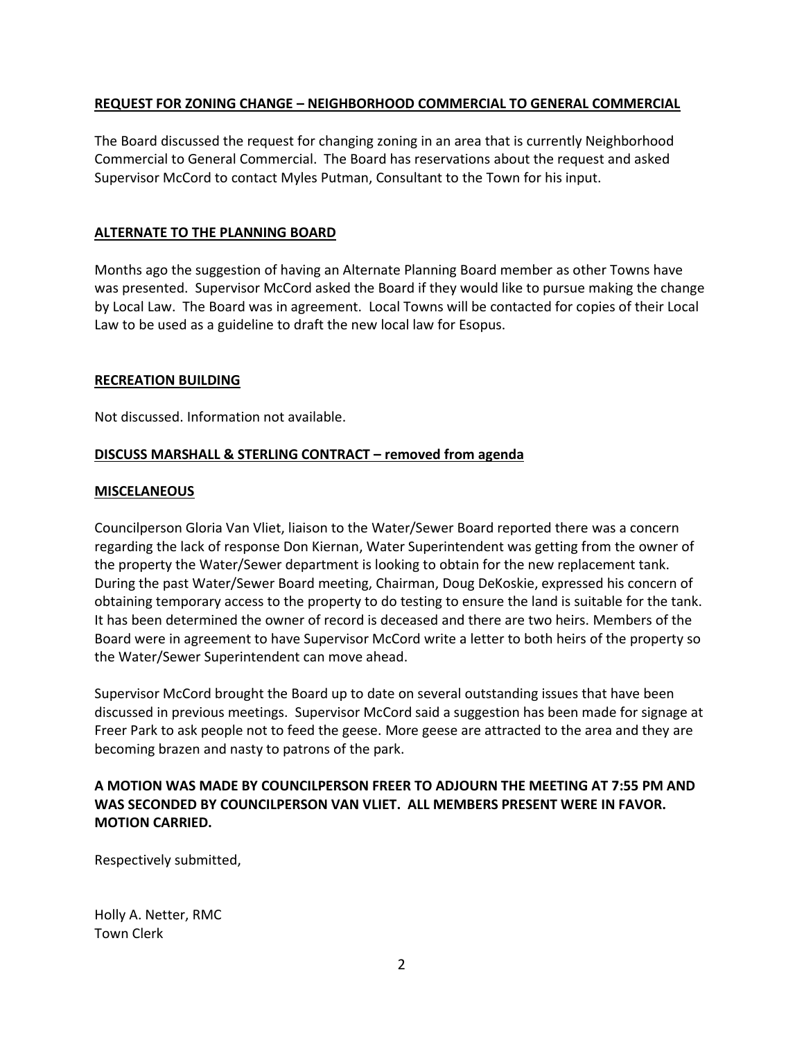**REQUEST FOR ZONING CHANGE – NEIGHBORHOOD COMMERCIAL TO GENERAL COMMERCIAL**

The Board discussed the request for changing zoning in an area that is currently Neighborhood Commercial to General Commercial. The Board has reservations about the request and asked Supervisor McCord to contact Myles Putman, Consultant to the Town for his input.

**ALTERNATE TO THE PLANNING BOARD**

Months ago the suggestion of having an Alternate Planning Board member as other Towns have was presented. Supervisor McCord asked the Board if they would like to pursue making the change by Local Law. The Board was in agreement. Local Towns will be contacted for copies of their Local Law to be used as a guideline to draft the new local law for Esopus.

**RECREATION BUILDING**

Not discussed. Information not available.

**DISCUSS MARSHALL & STERLING CONTRACT – removed from agenda**

**MISCELANEOUS**

Councilperson Gloria Van Vliet, liaison to the Water/Sewer Board reported there was a concern regarding the lack of response Don Kiernan, Water Superintendent was getting from the owner of the property the Water/Sewer department is looking to obtain for the new replacement tank. During the past Water/Sewer Board meeting, Chairman, Doug DeKoskie, expressed his concern of obtaining temporary access to the property to do testing to ensure the land is suitable for the tank. It has been determined the owner of record is deceased and there are two heirs. Members of the Board were in agreement to have Supervisor McCord write a letter to both heirs of the property so the Water/Sewer Superintendent can move ahead.

Supervisor McCord brought the Board up to date on several outstanding issues that have been discussed in previous meetings. Supervisor McCord said a suggestion has been made for signage at Freer Park to ask people not to feed the geese. More geese are attracted to the area and they are becoming brazen and nasty to patrons of the park.

**A MOTION WAS MADE BY COUNCILPERSON FREER TO ADJOURN THE MEETING AT 7:55 PM AND WAS SECONDED BY COUNCILPERSON VAN VLIET. ALL MEMBERS PRESENT WERE IN FAVOR. MOTION CARRIED.**

Respectively submitted,

Holly A. Netter, RMC
Town Clerk